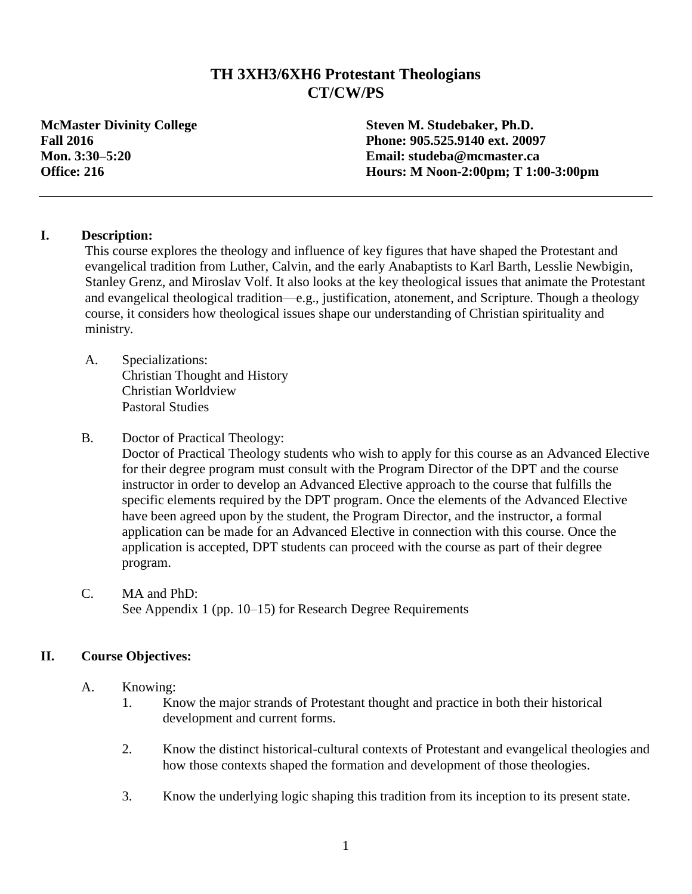# TH 3XH3/6XH6 Protestant Theologians
## CT/CW/PS

**McMaster Divinity College**
**Fall 2016**
**Mon. 3:30–5:20**
**Office: 216**

**Steven M. Studebaker, Ph.D.**
**Phone: 905.525.9140 ext. 20097**
**Email: studeba@mcmaster.ca**
**Hours: M Noon-2:00pm; T 1:00-3:00pm**

---

## I. Description:

This course explores the theology and influence of key figures that have shaped the Protestant and evangelical tradition from Luther, Calvin, and the early Anabaptists to Karl Barth, Lesslie Newbigin, Stanley Grenz, and Miroslav Volf. It also looks at the key theological issues that animate the Protestant and evangelical theological tradition—e.g., justification, atonement, and Scripture. Though a theology course, it considers how theological issues shape our understanding of Christian spirituality and ministry.

A. Specializations:
Christian Thought and History
Christian Worldview
Pastoral Studies

B. Doctor of Practical Theology:
Doctor of Practical Theology students who wish to apply for this course as an Advanced Elective for their degree program must consult with the Program Director of the DPT and the course instructor in order to develop an Advanced Elective approach to the course that fulfills the specific elements required by the DPT program. Once the elements of the Advanced Elective have been agreed upon by the student, the Program Director, and the instructor, a formal application can be made for an Advanced Elective in connection with this course. Once the application is accepted, DPT students can proceed with the course as part of their degree program.

C. MA and PhD:
See Appendix 1 (pp. 10–15) for Research Degree Requirements

## II. Course Objectives:

A. Knowing:

1. Know the major strands of Protestant thought and practice in both their historical development and current forms.
2. Know the distinct historical-cultural contexts of Protestant and evangelical theologies and how those contexts shaped the formation and development of those theologies.
3. Know the underlying logic shaping this tradition from its inception to its present state.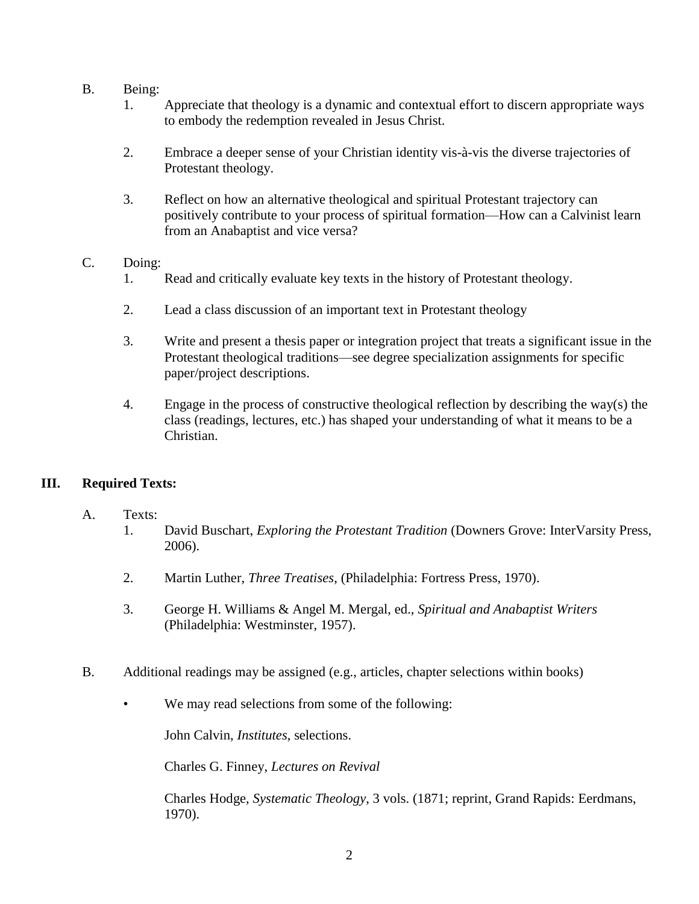B. Being:

1. Appreciate that theology is a dynamic and contextual effort to discern appropriate ways to embody the redemption revealed in Jesus Christ.

2. Embrace a deeper sense of your Christian identity vis-à-vis the diverse trajectories of Protestant theology.

3. Reflect on how an alternative theological and spiritual Protestant trajectory can positively contribute to your process of spiritual formation—How can a Calvinist learn from an Anabaptist and vice versa?

C. Doing:

1. Read and critically evaluate key texts in the history of Protestant theology.

2. Lead a class discussion of an important text in Protestant theology

3. Write and present a thesis paper or integration project that treats a significant issue in the Protestant theological traditions—see degree specialization assignments for specific paper/project descriptions.

4. Engage in the process of constructive theological reflection by describing the way(s) the class (readings, lectures, etc.) has shaped your understanding of what it means to be a Christian.

## III. Required Texts:

A. Texts:

1. David Buschart, *Exploring the Protestant Tradition* (Downers Grove: InterVarsity Press, 2006).

2. Martin Luther, *Three Treatises*, (Philadelphia: Fortress Press, 1970).

3. George H. Williams & Angel M. Mergal, ed., *Spiritual and Anabaptist Writers* (Philadelphia: Westminster, 1957).

B. Additional readings may be assigned (e.g., articles, chapter selections within books)

- We may read selections from some of the following:

  John Calvin, *Institutes*, selections.

  Charles G. Finney, *Lectures on Revival*

  Charles Hodge, *Systematic Theology*, 3 vols. (1871; reprint, Grand Rapids: Eerdmans, 1970).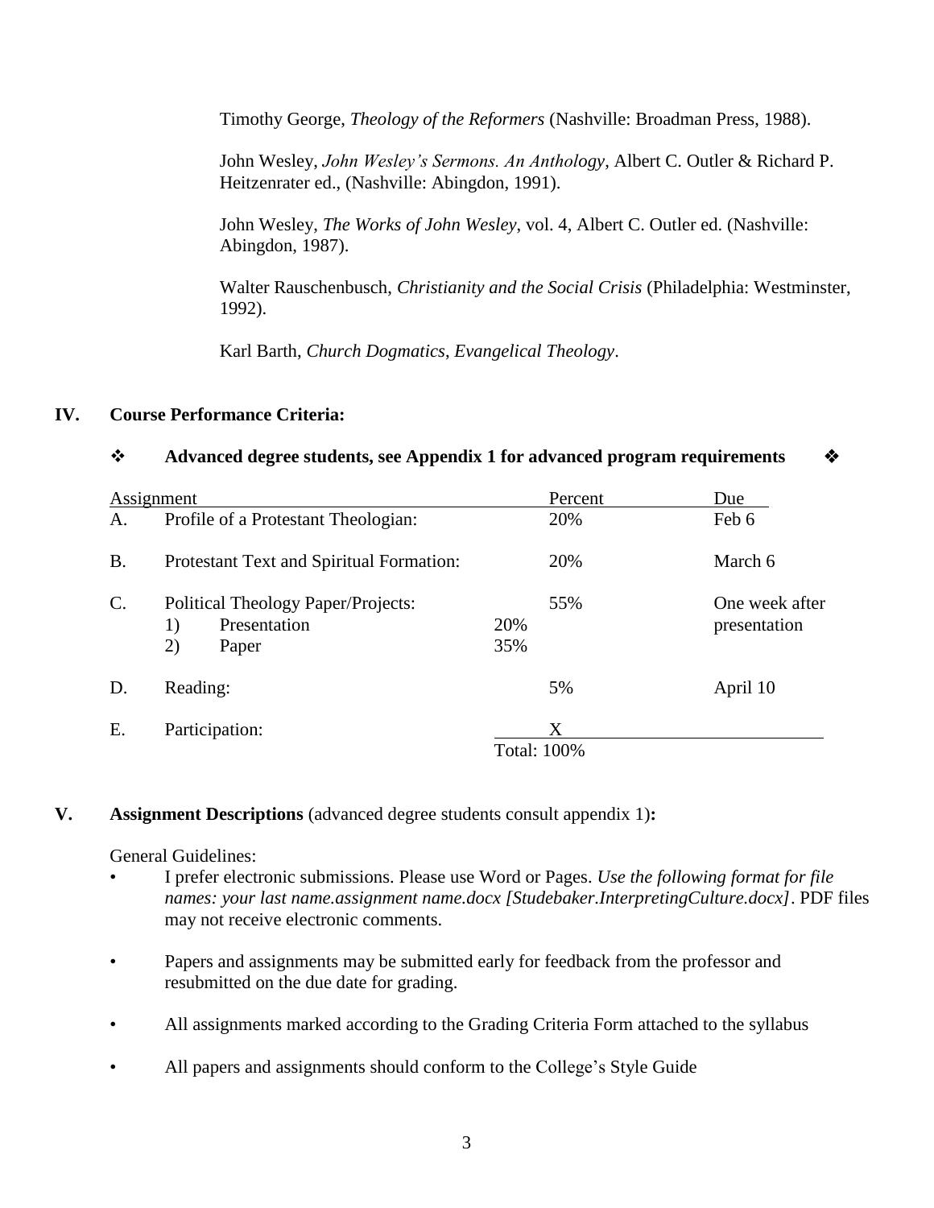Timothy George, *Theology of the Reformers* (Nashville: Broadman Press, 1988).

John Wesley, *John Wesley's Sermons. An Anthology*, Albert C. Outler & Richard P. Heitzenrater ed., (Nashville: Abingdon, 1991).

John Wesley, *The Works of John Wesley*, vol. 4, Albert C. Outler ed. (Nashville: Abingdon, 1987).

Walter Rauschenbusch, *Christianity and the Social Crisis* (Philadelphia: Westminster, 1992).

Karl Barth, *Church Dogmatics*, *Evangelical Theology*.

## IV. Course Performance Criteria:

❖ **Advanced degree students, see Appendix 1 for advanced program requirements** ❖

| | Assignment | | Percent | Due |
|---|---|---|---|---|
| A. | Profile of a Protestant Theologian: | | 20% | Feb 6 |
| B. | Protestant Text and Spiritual Formation: | | 20% | March 6 |
| C. | Political Theology Paper/Projects: | | 55% | One week after presentation |
| | 1) Presentation | 20% | | |
| | 2) Paper | 35% | | |
| D. | Reading: | | 5% | April 10 |
| E. | Participation: | | X | |
| | | | Total: 100% | |

## V. Assignment Descriptions (advanced degree students consult appendix 1):

General Guidelines:

- I prefer electronic submissions. Please use Word or Pages. *Use the following format for file names: your last name.assignment name.docx [Studebaker.InterpretingCulture.docx]*. PDF files may not receive electronic comments.
- Papers and assignments may be submitted early for feedback from the professor and resubmitted on the due date for grading.
- All assignments marked according to the Grading Criteria Form attached to the syllabus
- All papers and assignments should conform to the College's Style Guide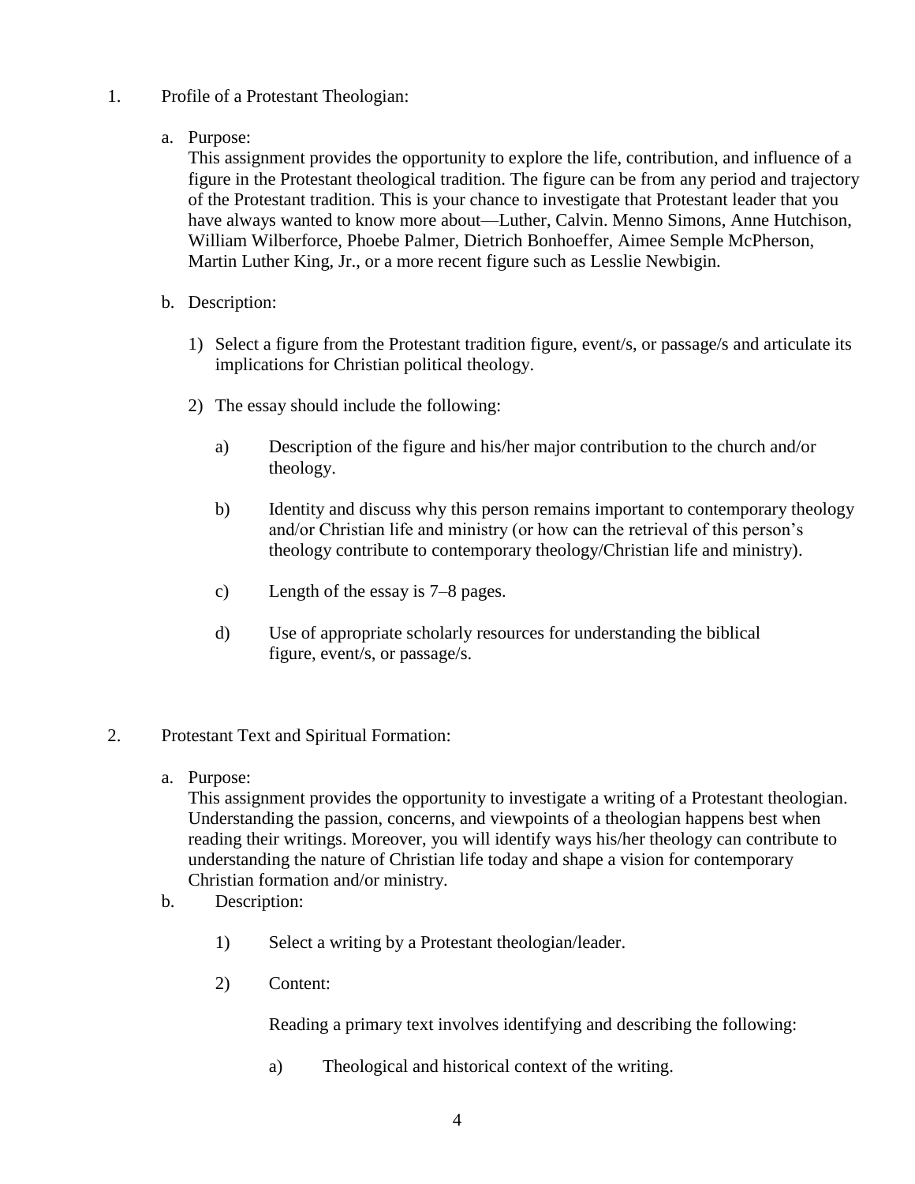1. Profile of a Protestant Theologian:

   a. Purpose:
      This assignment provides the opportunity to explore the life, contribution, and influence of a figure in the Protestant theological tradition. The figure can be from any period and trajectory of the Protestant tradition. This is your chance to investigate that Protestant leader that you have always wanted to know more about—Luther, Calvin. Menno Simons, Anne Hutchison, William Wilberforce, Phoebe Palmer, Dietrich Bonhoeffer, Aimee Semple McPherson, Martin Luther King, Jr., or a more recent figure such as Lesslie Newbigin.

   b. Description:

      1) Select a figure from the Protestant tradition figure, event/s, or passage/s and articulate its implications for Christian political theology.

      2) The essay should include the following:

         a) Description of the figure and his/her major contribution to the church and/or theology.

         b) Identity and discuss why this person remains important to contemporary theology and/or Christian life and ministry (or how can the retrieval of this person's theology contribute to contemporary theology/Christian life and ministry).

         c) Length of the essay is 7–8 pages.

         d) Use of appropriate scholarly resources for understanding the biblical figure, event/s, or passage/s.

2. Protestant Text and Spiritual Formation:

   a. Purpose:
      This assignment provides the opportunity to investigate a writing of a Protestant theologian. Understanding the passion, concerns, and viewpoints of a theologian happens best when reading their writings. Moreover, you will identify ways his/her theology can contribute to understanding the nature of Christian life today and shape a vision for contemporary Christian formation and/or ministry.

   b. Description:

      1) Select a writing by a Protestant theologian/leader.

      2) Content:

         Reading a primary text involves identifying and describing the following:

         a) Theological and historical context of the writing.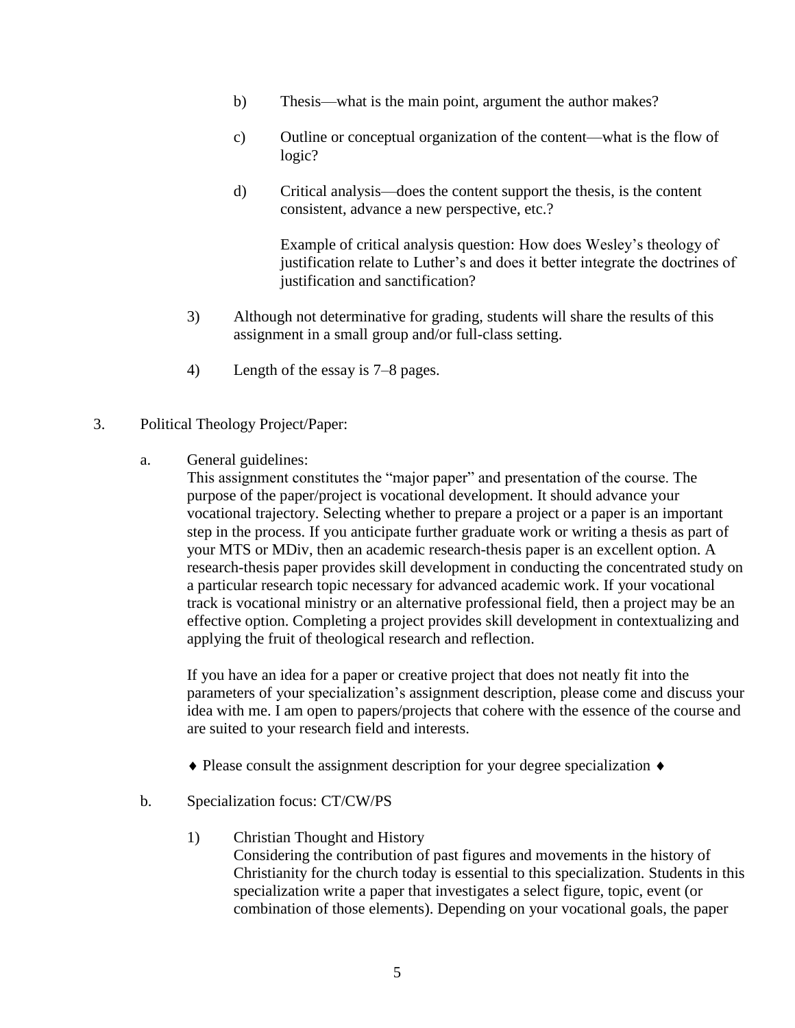b) Thesis—what is the main point, argument the author makes?

c) Outline or conceptual organization of the content—what is the flow of logic?

d) Critical analysis—does the content support the thesis, is the content consistent, advance a new perspective, etc.?

   Example of critical analysis question: How does Wesley's theology of justification relate to Luther's and does it better integrate the doctrines of justification and sanctification?

3) Although not determinative for grading, students will share the results of this assignment in a small group and/or full-class setting.

4) Length of the essay is 7–8 pages.

3. Political Theology Project/Paper:

   a. General guidelines:
   This assignment constitutes the "major paper" and presentation of the course. The purpose of the paper/project is vocational development. It should advance your vocational trajectory. Selecting whether to prepare a project or a paper is an important step in the process. If you anticipate further graduate work or writing a thesis as part of your MTS or MDiv, then an academic research-thesis paper is an excellent option. A research-thesis paper provides skill development in conducting the concentrated study on a particular research topic necessary for advanced academic work. If your vocational track is vocational ministry or an alternative professional field, then a project may be an effective option. Completing a project provides skill development in contextualizing and applying the fruit of theological research and reflection.

   If you have an idea for a paper or creative project that does not neatly fit into the parameters of your specialization's assignment description, please come and discuss your idea with me. I am open to papers/projects that cohere with the essence of the course and are suited to your research field and interests.

   ♦ Please consult the assignment description for your degree specialization ♦

   b. Specialization focus: CT/CW/PS

   1) Christian Thought and History
   Considering the contribution of past figures and movements in the history of Christianity for the church today is essential to this specialization. Students in this specialization write a paper that investigates a select figure, topic, event (or combination of those elements). Depending on your vocational goals, the paper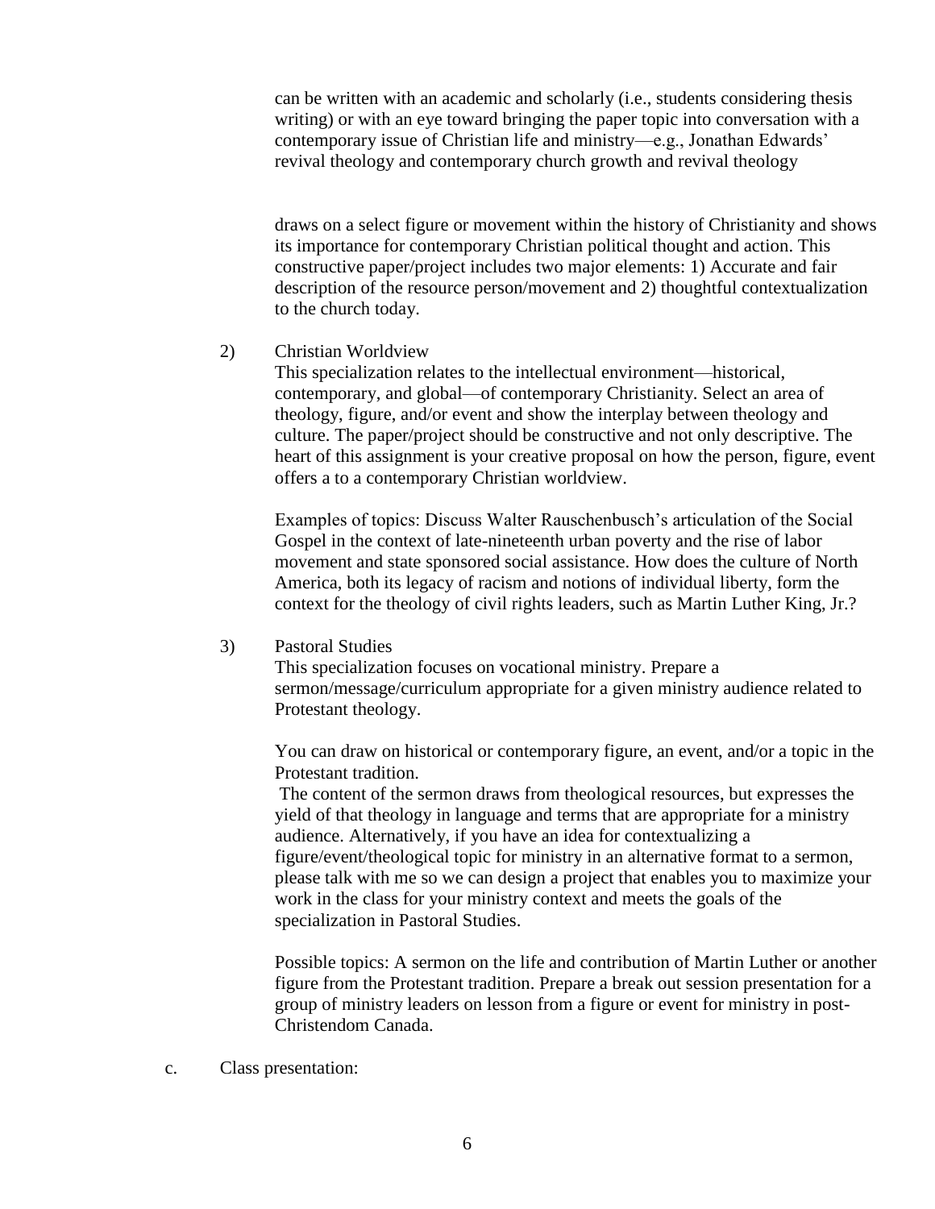can be written with an academic and scholarly (i.e., students considering thesis writing) or with an eye toward bringing the paper topic into conversation with a contemporary issue of Christian life and ministry—e.g., Jonathan Edwards' revival theology and contemporary church growth and revival theology

draws on a select figure or movement within the history of Christianity and shows its importance for contemporary Christian political thought and action. This constructive paper/project includes two major elements: 1) Accurate and fair description of the resource person/movement and 2) thoughtful contextualization to the church today.

2) Christian Worldview

This specialization relates to the intellectual environment—historical, contemporary, and global—of contemporary Christianity. Select an area of theology, figure, and/or event and show the interplay between theology and culture. The paper/project should be constructive and not only descriptive. The heart of this assignment is your creative proposal on how the person, figure, event offers a to a contemporary Christian worldview.

Examples of topics: Discuss Walter Rauschenbusch's articulation of the Social Gospel in the context of late-nineteenth urban poverty and the rise of labor movement and state sponsored social assistance. How does the culture of North America, both its legacy of racism and notions of individual liberty, form the context for the theology of civil rights leaders, such as Martin Luther King, Jr.?

3) Pastoral Studies

This specialization focuses on vocational ministry. Prepare a sermon/message/curriculum appropriate for a given ministry audience related to Protestant theology.

You can draw on historical or contemporary figure, an event, and/or a topic in the Protestant tradition.

The content of the sermon draws from theological resources, but expresses the yield of that theology in language and terms that are appropriate for a ministry audience. Alternatively, if you have an idea for contextualizing a figure/event/theological topic for ministry in an alternative format to a sermon, please talk with me so we can design a project that enables you to maximize your work in the class for your ministry context and meets the goals of the specialization in Pastoral Studies.

Possible topics: A sermon on the life and contribution of Martin Luther or another figure from the Protestant tradition. Prepare a break out session presentation for a group of ministry leaders on lesson from a figure or event for ministry in post-Christendom Canada.

c. Class presentation: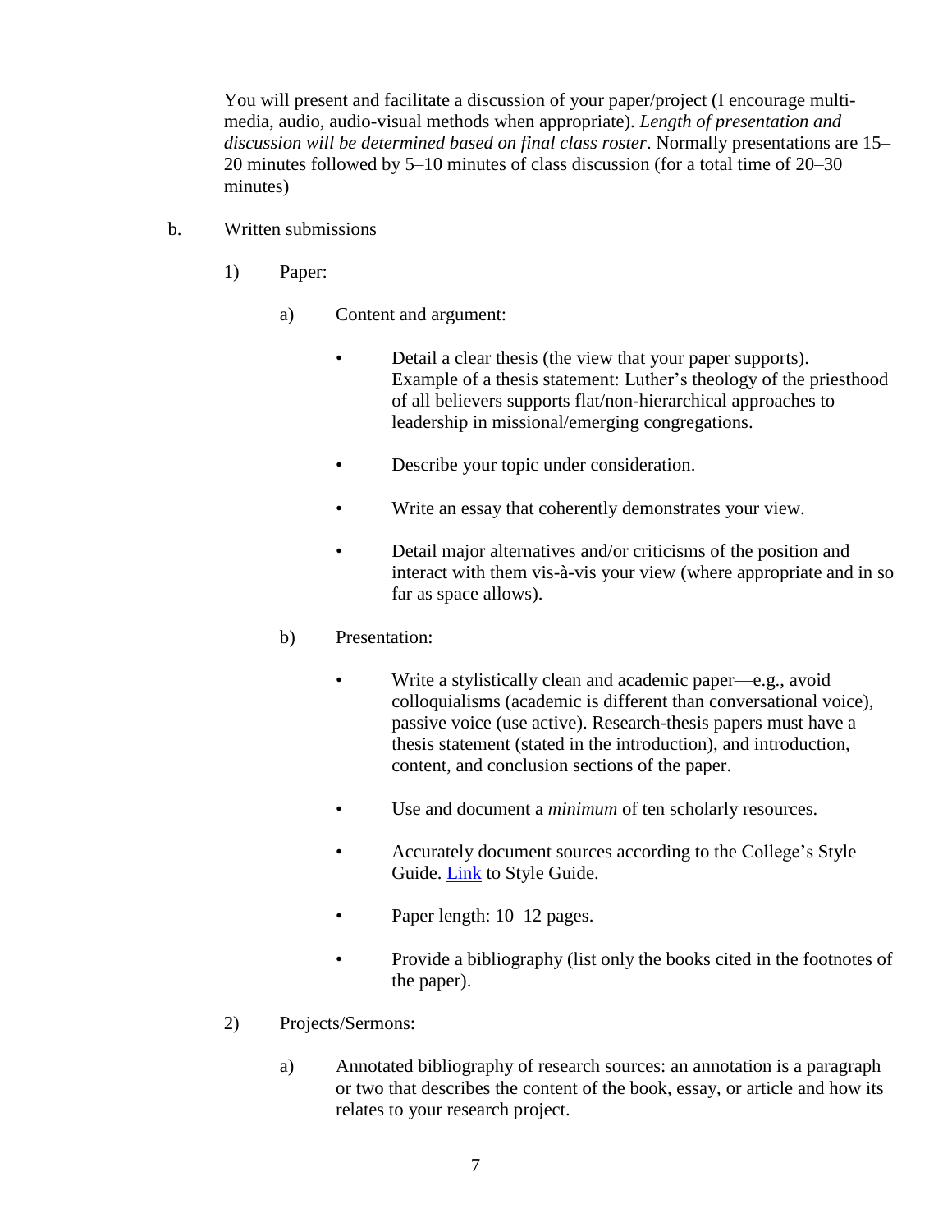You will present and facilitate a discussion of your paper/project (I encourage multi-media, audio, audio-visual methods when appropriate). *Length of presentation and discussion will be determined based on final class roster*. Normally presentations are 15–20 minutes followed by 5–10 minutes of class discussion (for a total time of 20–30 minutes)

b. Written submissions

1) Paper:

a) Content and argument:

- Detail a clear thesis (the view that your paper supports). Example of a thesis statement: Luther's theology of the priesthood of all believers supports flat/non-hierarchical approaches to leadership in missional/emerging congregations.
- Describe your topic under consideration.
- Write an essay that coherently demonstrates your view.
- Detail major alternatives and/or criticisms of the position and interact with them vis-à-vis your view (where appropriate and in so far as space allows).

b) Presentation:

- Write a stylistically clean and academic paper—e.g., avoid colloquialisms (academic is different than conversational voice), passive voice (use active). Research-thesis papers must have a thesis statement (stated in the introduction), and introduction, content, and conclusion sections of the paper.
- Use and document a *minimum* of ten scholarly resources.
- Accurately document sources according to the College's Style Guide. Link to Style Guide.
- Paper length: 10–12 pages.
- Provide a bibliography (list only the books cited in the footnotes of the paper).

2) Projects/Sermons:

a) Annotated bibliography of research sources: an annotation is a paragraph or two that describes the content of the book, essay, or article and how its relates to your research project.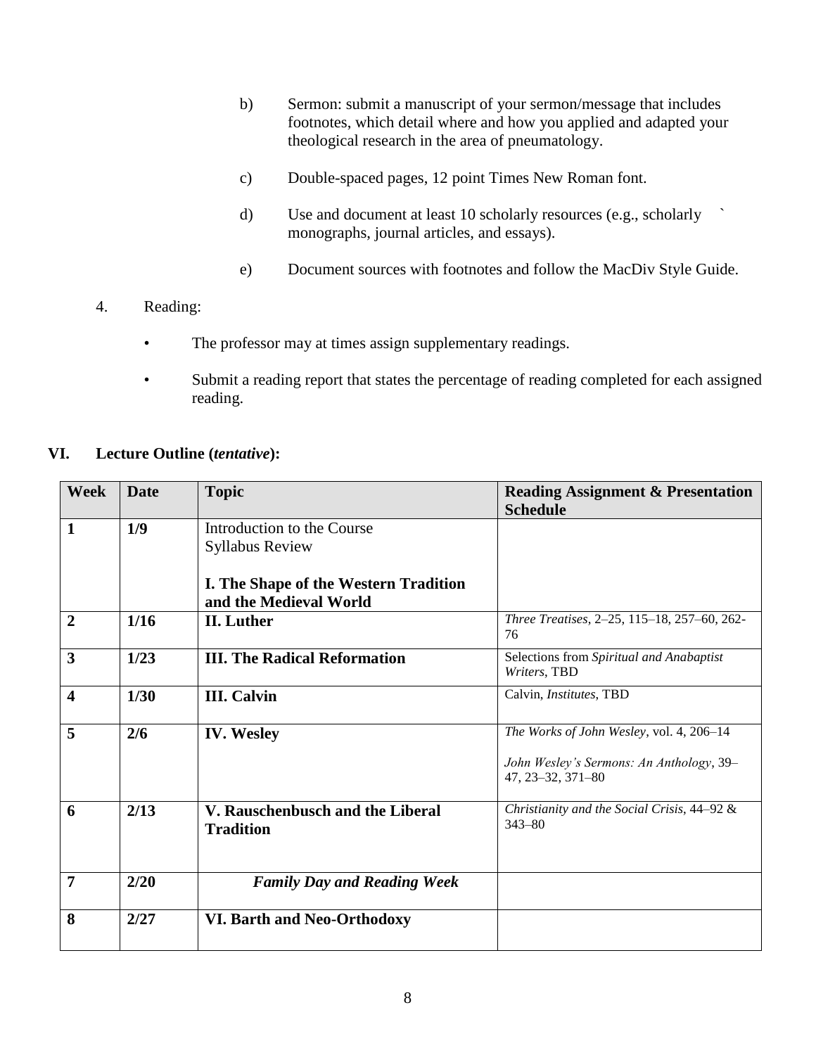b) Sermon: submit a manuscript of your sermon/message that includes footnotes, which detail where and how you applied and adapted your theological research in the area of pneumatology.

c) Double-spaced pages, 12 point Times New Roman font.

d) Use and document at least 10 scholarly resources (e.g., scholarly ` monographs, journal articles, and essays).

e) Document sources with footnotes and follow the MacDiv Style Guide.

4. Reading:

- The professor may at times assign supplementary readings.
- Submit a reading report that states the percentage of reading completed for each assigned reading.

## VI. Lecture Outline (*tentative*):

| Week | Date | Topic | Reading Assignment & Presentation Schedule |
|---|---|---|---|
| **1** | **1/9** | Introduction to the Course<br>Syllabus Review<br><br>**I. The Shape of the Western Tradition and the Medieval World** | |
| **2** | **1/16** | **II. Luther** | *Three Treatises*, 2–25, 115–18, 257–60, 262-76 |
| **3** | **1/23** | **III. The Radical Reformation** | Selections from *Spiritual and Anabaptist Writers*, TBD |
| **4** | **1/30** | **III. Calvin** | Calvin, *Institutes*, TBD |
| **5** | **2/6** | **IV. Wesley** | *The Works of John Wesley*, vol. 4, 206–14<br><br>*John Wesley's Sermons: An Anthology*, 39–47, 23–32, 371–80 |
| **6** | **2/13** | **V. Rauschenbusch and the Liberal Tradition** | *Christianity and the Social Crisis*, 44–92 & 343–80 |
| **7** | **2/20** | ***Family Day and Reading Week*** | |
| **8** | **2/27** | **VI. Barth and Neo-Orthodoxy** | |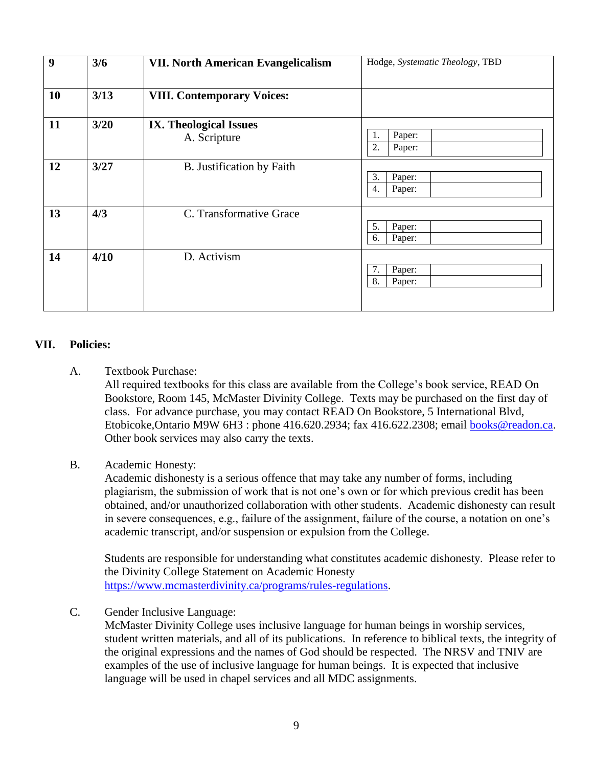| 9 | 3/6 | **VII. North American Evangelicalism** | Hodge, *Systematic Theology*, TBD |
|---|---|---|---|
| **10** | **3/13** | **VIII. Contemporary Voices:** | |
| **11** | **3/20** | **IX. Theological Issues**<br>A. Scripture | 1. Paper:<br>2. Paper: |
| **12** | **3/27** | B. Justification by Faith | 3. Paper:<br>4. Paper: |
| **13** | **4/3** | C. Transformative Grace | 5. Paper:<br>6. Paper: |
| **14** | **4/10** | D. Activism | 7. Paper:<br>8. Paper: |

## VII. Policies:

A. Textbook Purchase:
All required textbooks for this class are available from the College's book service, READ On Bookstore, Room 145, McMaster Divinity College. Texts may be purchased on the first day of class. For advance purchase, you may contact READ On Bookstore, 5 International Blvd, Etobicoke,Ontario M9W 6H3 : phone 416.620.2934; fax 416.622.2308; email books@readon.ca. Other book services may also carry the texts.

B. Academic Honesty:
Academic dishonesty is a serious offence that may take any number of forms, including plagiarism, the submission of work that is not one's own or for which previous credit has been obtained, and/or unauthorized collaboration with other students. Academic dishonesty can result in severe consequences, e.g., failure of the assignment, failure of the course, a notation on one's academic transcript, and/or suspension or expulsion from the College.

Students are responsible for understanding what constitutes academic dishonesty. Please refer to the Divinity College Statement on Academic Honesty https://www.mcmasterdivinity.ca/programs/rules-regulations.

C. Gender Inclusive Language:
McMaster Divinity College uses inclusive language for human beings in worship services, student written materials, and all of its publications. In reference to biblical texts, the integrity of the original expressions and the names of God should be respected. The NRSV and TNIV are examples of the use of inclusive language for human beings. It is expected that inclusive language will be used in chapel services and all MDC assignments.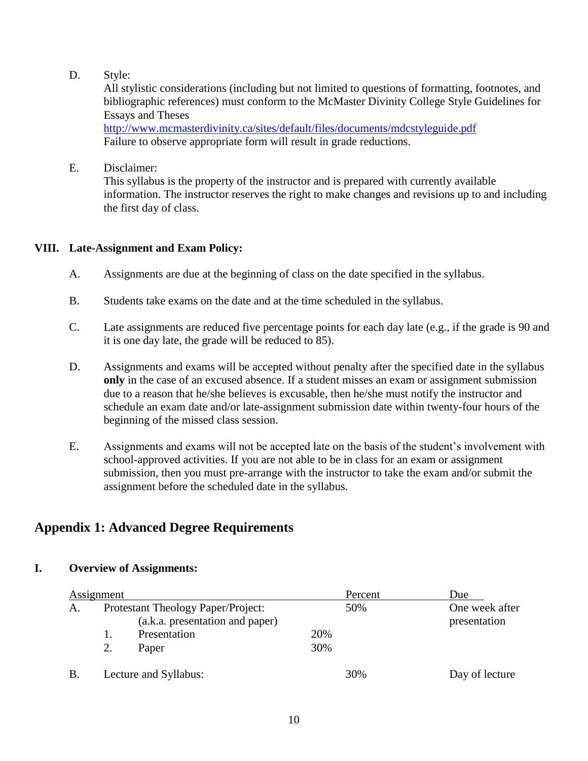D. Style:
All stylistic considerations (including but not limited to questions of formatting, footnotes, and bibliographic references) must conform to the McMaster Divinity College Style Guidelines for Essays and Theses
http://www.mcmasterdivinity.ca/sites/default/files/documents/mdcstyleguide.pdf
Failure to observe appropriate form will result in grade reductions.

E. Disclaimer:
This syllabus is the property of the instructor and is prepared with currently available information. The instructor reserves the right to make changes and revisions up to and including the first day of class.

### VIII. Late-Assignment and Exam Policy:

A. Assignments are due at the beginning of class on the date specified in the syllabus.

B. Students take exams on the date and at the time scheduled in the syllabus.

C. Late assignments are reduced five percentage points for each day late (e.g., if the grade is 90 and it is one day late, the grade will be reduced to 85).

D. Assignments and exams will be accepted without penalty after the specified date in the syllabus **only** in the case of an excused absence. If a student misses an exam or assignment submission due to a reason that he/she believes is excusable, then he/she must notify the instructor and schedule an exam date and/or late-assignment submission date within twenty-four hours of the beginning of the missed class session.

E. Assignments and exams will not be accepted late on the basis of the student's involvement with school-approved activities. If you are not able to be in class for an exam or assignment submission, then you must pre-arrange with the instructor to take the exam and/or submit the assignment before the scheduled date in the syllabus.

## Appendix 1: Advanced Degree Requirements

### I. Overview of Assignments:

| Assignment | | | Percent | Due |
|---|---|---|---|---|
| A. Protestant Theology Paper/Project: (a.k.a. presentation and paper) | | | 50% | One week after presentation |
| | 1. Presentation | 20% | | |
| | 2. Paper | 30% | | |
| B. Lecture and Syllabus: | | | 30% | Day of lecture |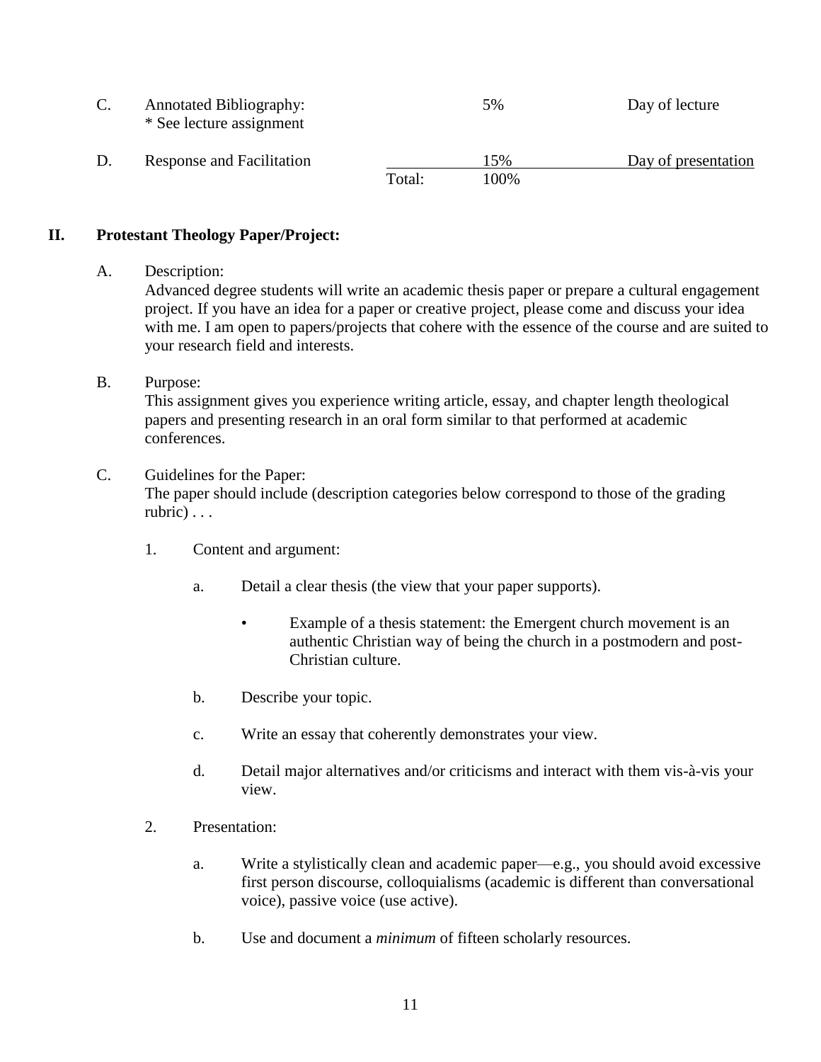| | | | | |
|---|---|---|---|---|
| C. | Annotated Bibliography:<br>* See lecture assignment | | 5% | Day of lecture |
| D. | Response and Facilitation | | 15% | Day of presentation |
| | | Total: | 100% | |

## II. Protestant Theology Paper/Project:

A. Description:
Advanced degree students will write an academic thesis paper or prepare a cultural engagement project. If you have an idea for a paper or creative project, please come and discuss your idea with me. I am open to papers/projects that cohere with the essence of the course and are suited to your research field and interests.

B. Purpose:
This assignment gives you experience writing article, essay, and chapter length theological papers and presenting research in an oral form similar to that performed at academic conferences.

C. Guidelines for the Paper:
The paper should include (description categories below correspond to those of the grading rubric) . . .

1. Content and argument:

   a. Detail a clear thesis (the view that your paper supports).

      - Example of a thesis statement: the Emergent church movement is an authentic Christian way of being the church in a postmodern and post-Christian culture.

   b. Describe your topic.

   c. Write an essay that coherently demonstrates your view.

   d. Detail major alternatives and/or criticisms and interact with them vis-à-vis your view.

2. Presentation:

   a. Write a stylistically clean and academic paper—e.g., you should avoid excessive first person discourse, colloquialisms (academic is different than conversational voice), passive voice (use active).

   b. Use and document a *minimum* of fifteen scholarly resources.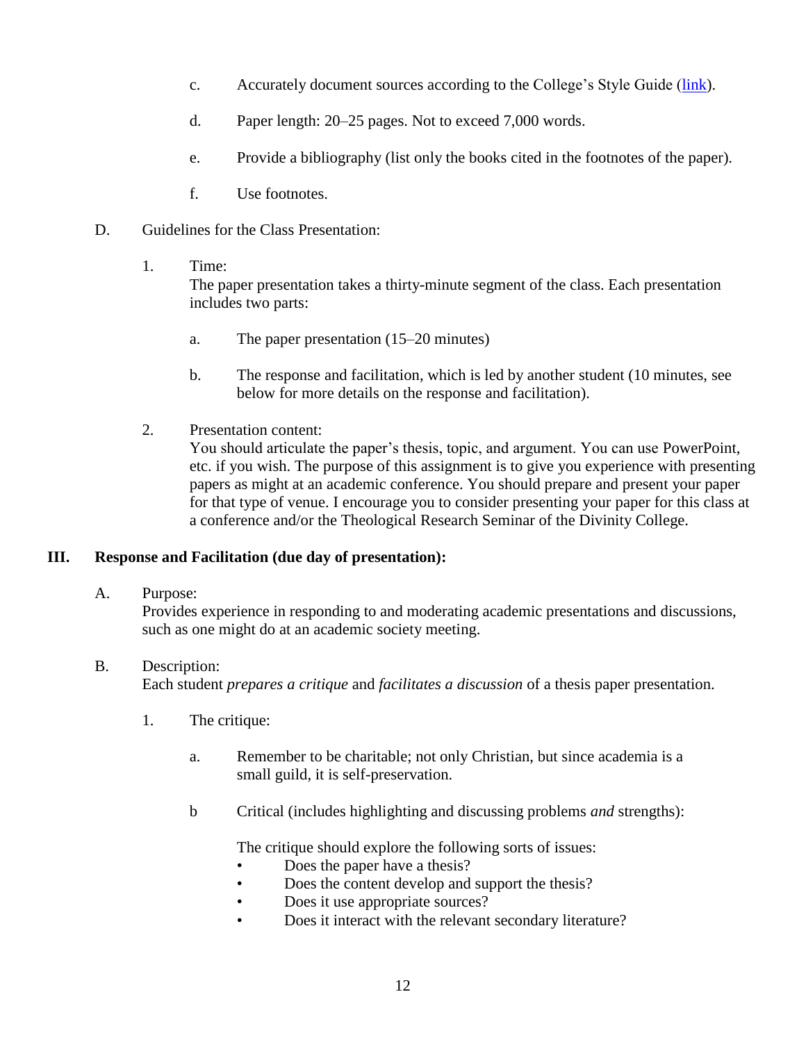c. Accurately document sources according to the College's Style Guide ([link]()).

d. Paper length: 20–25 pages. Not to exceed 7,000 words.

e. Provide a bibliography (list only the books cited in the footnotes of the paper).

f. Use footnotes.

D. Guidelines for the Class Presentation:

1. Time:
   The paper presentation takes a thirty-minute segment of the class. Each presentation includes two parts:

   a. The paper presentation (15–20 minutes)

   b. The response and facilitation, which is led by another student (10 minutes, see below for more details on the response and facilitation).

2. Presentation content:
   You should articulate the paper's thesis, topic, and argument. You can use PowerPoint, etc. if you wish. The purpose of this assignment is to give you experience with presenting papers as might at an academic conference. You should prepare and present your paper for that type of venue. I encourage you to consider presenting your paper for this class at a conference and/or the Theological Research Seminar of the Divinity College.

## III. Response and Facilitation (due day of presentation):

A. Purpose:
   Provides experience in responding to and moderating academic presentations and discussions, such as one might do at an academic society meeting.

B. Description:
   Each student *prepares a critique* and *facilitates a discussion* of a thesis paper presentation.

1. The critique:

   a. Remember to be charitable; not only Christian, but since academia is a small guild, it is self-preservation.

   b Critical (includes highlighting and discussing problems *and* strengths):

   The critique should explore the following sorts of issues:
   - Does the paper have a thesis?
   - Does the content develop and support the thesis?
   - Does it use appropriate sources?
   - Does it interact with the relevant secondary literature?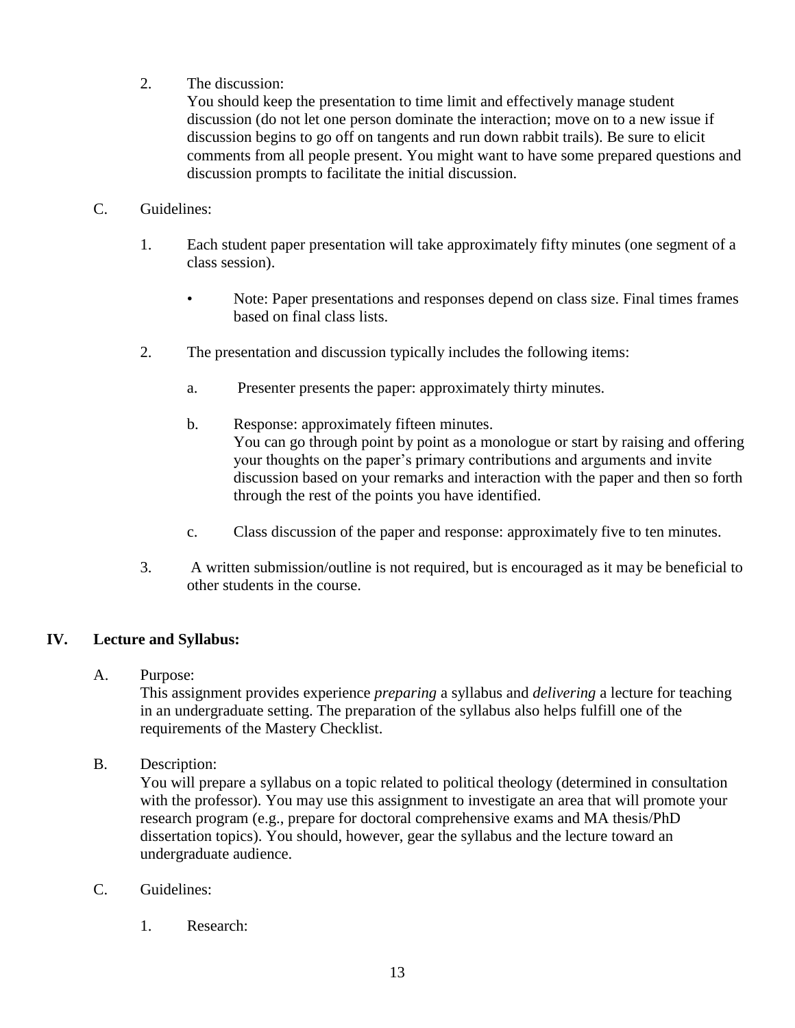2. The discussion:
   You should keep the presentation to time limit and effectively manage student discussion (do not let one person dominate the interaction; move on to a new issue if discussion begins to go off on tangents and run down rabbit trails). Be sure to elicit comments from all people present. You might want to have some prepared questions and discussion prompts to facilitate the initial discussion.

C. Guidelines:

1. Each student paper presentation will take approximately fifty minutes (one segment of a class session).

   - Note: Paper presentations and responses depend on class size. Final times frames based on final class lists.

2. The presentation and discussion typically includes the following items:

   a. Presenter presents the paper: approximately thirty minutes.

   b. Response: approximately fifteen minutes.
      You can go through point by point as a monologue or start by raising and offering your thoughts on the paper's primary contributions and arguments and invite discussion based on your remarks and interaction with the paper and then so forth through the rest of the points you have identified.

   c. Class discussion of the paper and response: approximately five to ten minutes.

3. A written submission/outline is not required, but is encouraged as it may be beneficial to other students in the course.

## IV. Lecture and Syllabus:

A. Purpose:
   This assignment provides experience *preparing* a syllabus and *delivering* a lecture for teaching in an undergraduate setting. The preparation of the syllabus also helps fulfill one of the requirements of the Mastery Checklist.

B. Description:
   You will prepare a syllabus on a topic related to political theology (determined in consultation with the professor). You may use this assignment to investigate an area that will promote your research program (e.g., prepare for doctoral comprehensive exams and MA thesis/PhD dissertation topics). You should, however, gear the syllabus and the lecture toward an undergraduate audience.

C. Guidelines:

1. Research: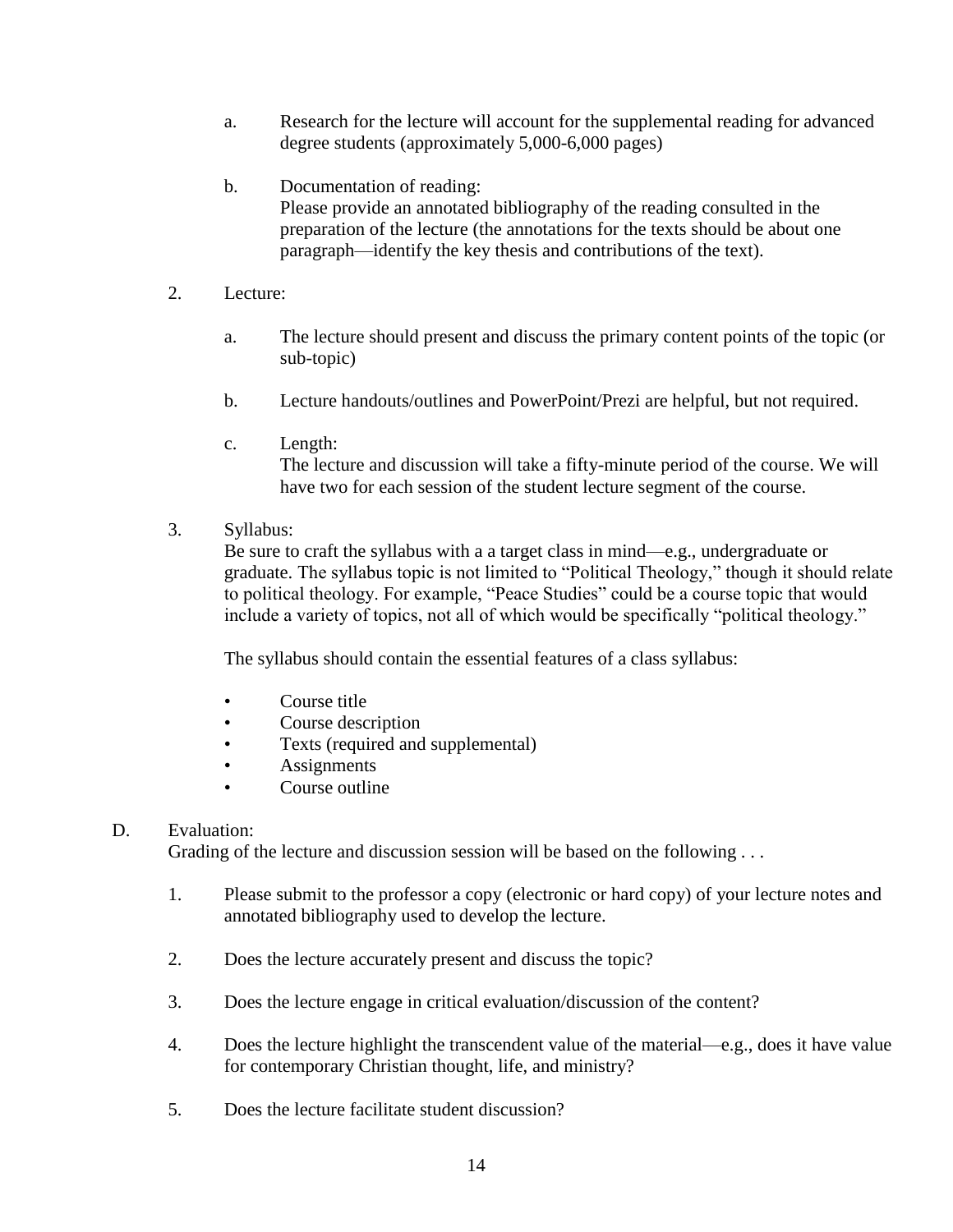a. Research for the lecture will account for the supplemental reading for advanced degree students (approximately 5,000-6,000 pages)

b. Documentation of reading:
Please provide an annotated bibliography of the reading consulted in the preparation of the lecture (the annotations for the texts should be about one paragraph—identify the key thesis and contributions of the text).

2. Lecture:

    a. The lecture should present and discuss the primary content points of the topic (or sub-topic)

    b. Lecture handouts/outlines and PowerPoint/Prezi are helpful, but not required.

    c. Length:
    The lecture and discussion will take a fifty-minute period of the course. We will have two for each session of the student lecture segment of the course.

3. Syllabus:
Be sure to craft the syllabus with a a target class in mind—e.g., undergraduate or graduate. The syllabus topic is not limited to "Political Theology," though it should relate to political theology. For example, "Peace Studies" could be a course topic that would include a variety of topics, not all of which would be specifically "political theology."

    The syllabus should contain the essential features of a class syllabus:

    - Course title
    - Course description
    - Texts (required and supplemental)
    - Assignments
    - Course outline

D. Evaluation:
Grading of the lecture and discussion session will be based on the following . . .

1. Please submit to the professor a copy (electronic or hard copy) of your lecture notes and annotated bibliography used to develop the lecture.

2. Does the lecture accurately present and discuss the topic?

3. Does the lecture engage in critical evaluation/discussion of the content?

4. Does the lecture highlight the transcendent value of the material—e.g., does it have value for contemporary Christian thought, life, and ministry?

5. Does the lecture facilitate student discussion?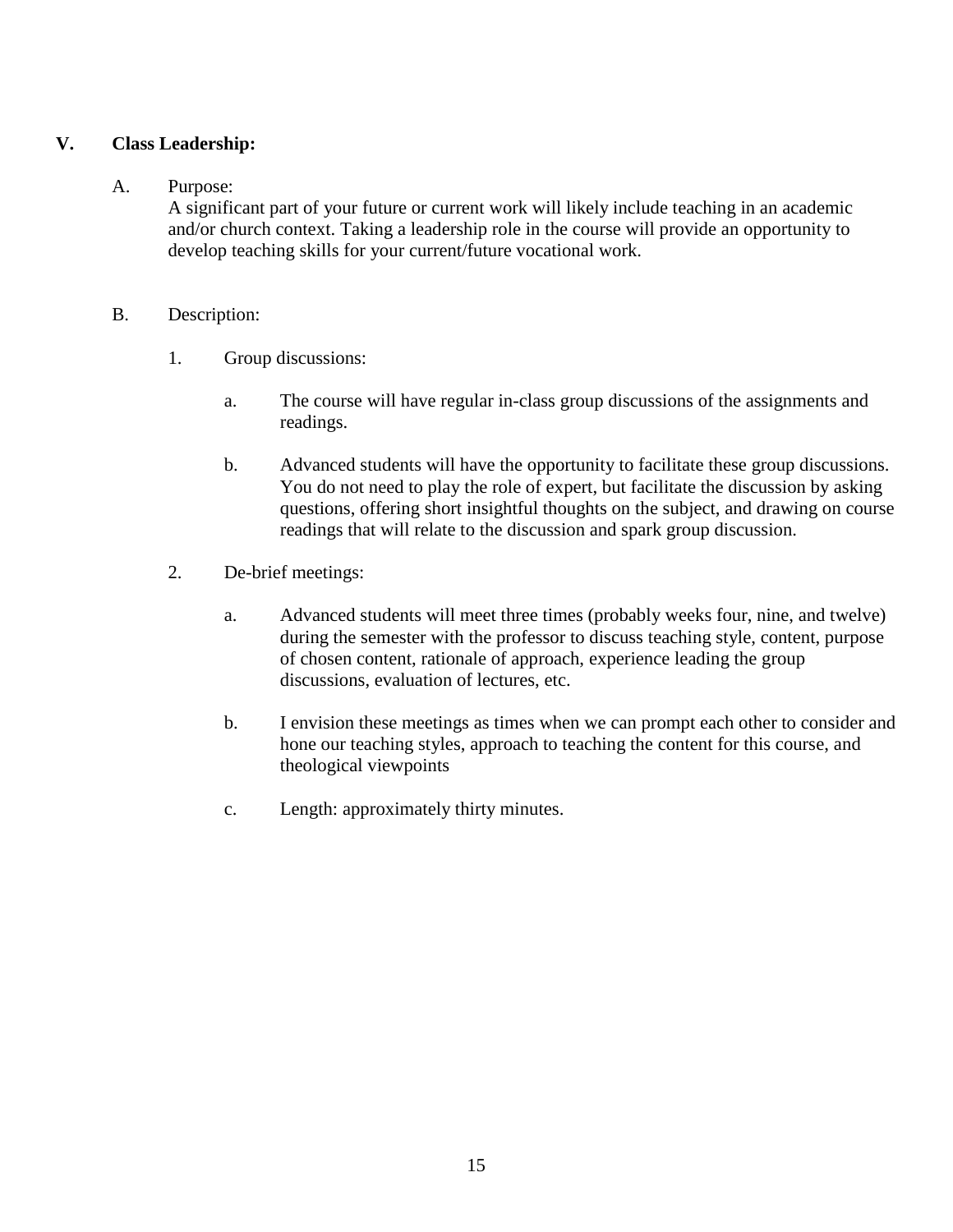## V. Class Leadership:

A. Purpose:
A significant part of your future or current work will likely include teaching in an academic and/or church context. Taking a leadership role in the course will provide an opportunity to develop teaching skills for your current/future vocational work.

B. Description:

1. Group discussions:

    a. The course will have regular in-class group discussions of the assignments and readings.

    b. Advanced students will have the opportunity to facilitate these group discussions. You do not need to play the role of expert, but facilitate the discussion by asking questions, offering short insightful thoughts on the subject, and drawing on course readings that will relate to the discussion and spark group discussion.

2. De-brief meetings:

    a. Advanced students will meet three times (probably weeks four, nine, and twelve) during the semester with the professor to discuss teaching style, content, purpose of chosen content, rationale of approach, experience leading the group discussions, evaluation of lectures, etc.

    b. I envision these meetings as times when we can prompt each other to consider and hone our teaching styles, approach to teaching the content for this course, and theological viewpoints

    c. Length: approximately thirty minutes.